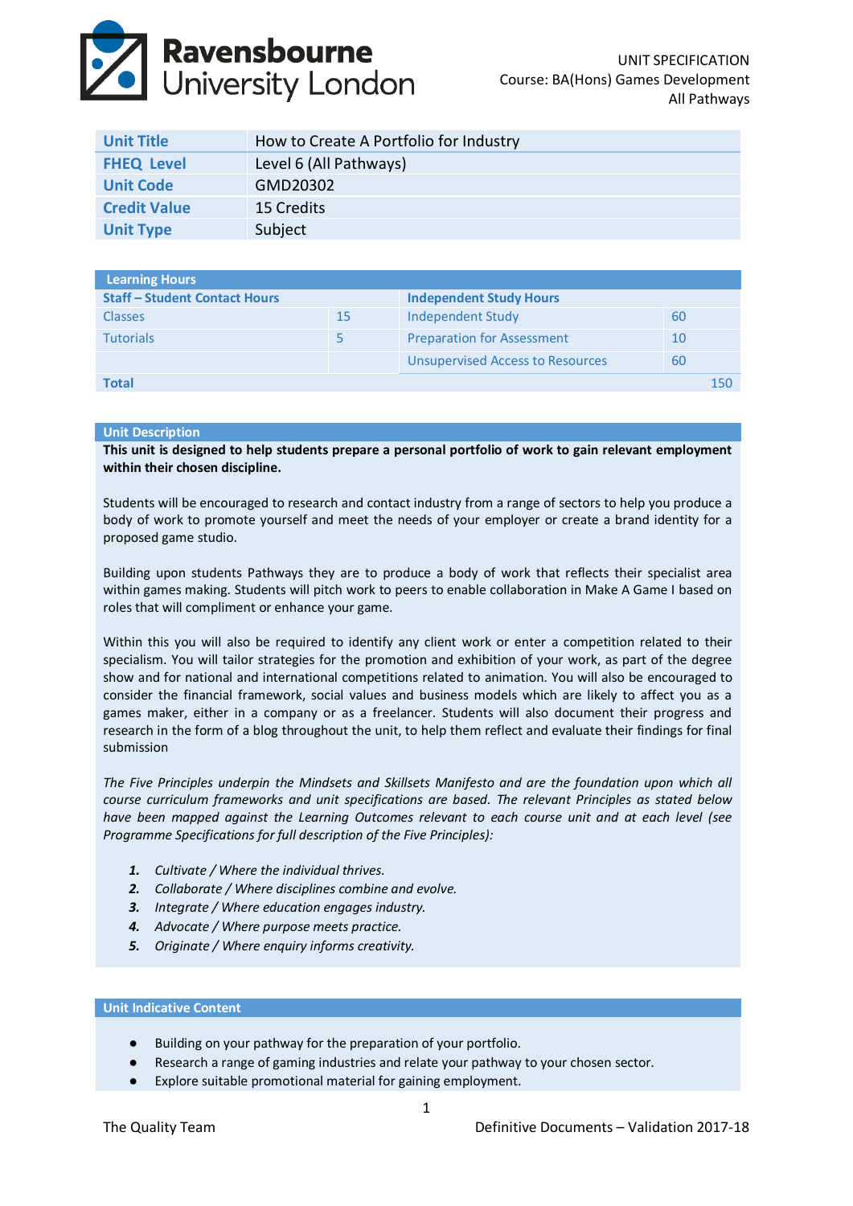UNIT SPECIFICATION
Course: BA(Hons) Games Development
All Pathways

| **Unit Title** | How to Create A Portfolio for Industry |
|---|---|
| **FHEQ Level** | Level 6 (All Pathways) |
| **Unit Code** | GMD20302 |
| **Credit Value** | 15 Credits |
| **Unit Type** | Subject |

| **Learning Hours** | | | |
|---|---|---|---|
| **Staff – Student Contact Hours** | | **Independent Study Hours** | |
| Classes | 15 | Independent Study | 60 |
| Tutorials | 5 | Preparation for Assessment | 10 |
| | | Unsupervised Access to Resources | 60 |
| **Total** | | | 150 |

## Unit Description

**This unit is designed to help students prepare a personal portfolio of work to gain relevant employment within their chosen discipline.**

Students will be encouraged to research and contact industry from a range of sectors to help you produce a body of work to promote yourself and meet the needs of your employer or create a brand identity for a proposed game studio.

Building upon students Pathways they are to produce a body of work that reflects their specialist area within games making. Students will pitch work to peers to enable collaboration in Make A Game I based on roles that will compliment or enhance your game.

Within this you will also be required to identify any client work or enter a competition related to their specialism. You will tailor strategies for the promotion and exhibition of your work, as part of the degree show and for national and international competitions related to animation. You will also be encouraged to consider the financial framework, social values and business models which are likely to affect you as a games maker, either in a company or as a freelancer. Students will also document their progress and research in the form of a blog throughout the unit, to help them reflect and evaluate their findings for final submission

*The Five Principles underpin the Mindsets and Skillsets Manifesto and are the foundation upon which all course curriculum frameworks and unit specifications are based. The relevant Principles as stated below have been mapped against the Learning Outcomes relevant to each course unit and at each level (see Programme Specifications for full description of the Five Principles):*

1. *Cultivate / Where the individual thrives.*
2. *Collaborate / Where disciplines combine and evolve.*
3. *Integrate / Where education engages industry.*
4. *Advocate / Where purpose meets practice.*
5. *Originate / Where enquiry informs creativity.*

## Unit Indicative Content

- Building on your pathway for the preparation of your portfolio.
- Research a range of gaming industries and relate your pathway to your chosen sector.
- Explore suitable promotional material for gaining employment.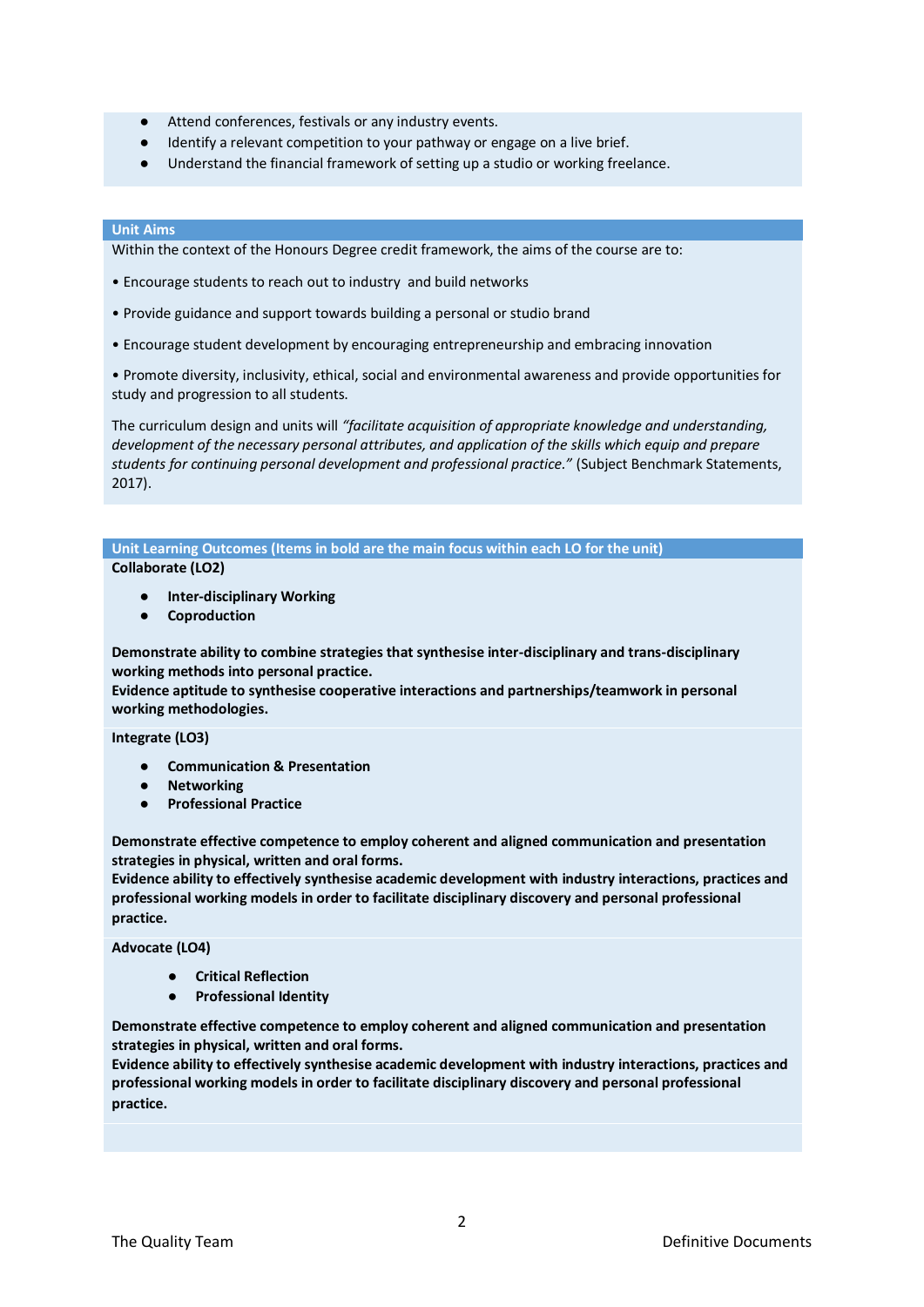- Attend conferences, festivals or any industry events.
- Identify a relevant competition to your pathway or engage on a live brief.
- Understand the financial framework of setting up a studio or working freelance.

## Unit Aims

Within the context of the Honours Degree credit framework, the aims of the course are to:

• Encourage students to reach out to industry and build networks

• Provide guidance and support towards building a personal or studio brand

• Encourage student development by encouraging entrepreneurship and embracing innovation

• Promote diversity, inclusivity, ethical, social and environmental awareness and provide opportunities for study and progression to all students.

The curriculum design and units will *"facilitate acquisition of appropriate knowledge and understanding, development of the necessary personal attributes, and application of the skills which equip and prepare students for continuing personal development and professional practice."* (Subject Benchmark Statements, 2017).

## Unit Learning Outcomes (Items in bold are the main focus within each LO for the unit)

**Collaborate (LO2)**

- **Inter-disciplinary Working**
- **Coproduction**

**Demonstrate ability to combine strategies that synthesise inter-disciplinary and trans-disciplinary working methods into personal practice.**
**Evidence aptitude to synthesise cooperative interactions and partnerships/teamwork in personal working methodologies.**

**Integrate (LO3)**

- **Communication & Presentation**
- **Networking**
- **Professional Practice**

**Demonstrate effective competence to employ coherent and aligned communication and presentation strategies in physical, written and oral forms.**
**Evidence ability to effectively synthesise academic development with industry interactions, practices and professional working models in order to facilitate disciplinary discovery and personal professional practice.**

**Advocate (LO4)**

- **Critical Reflection**
- **Professional Identity**

**Demonstrate effective competence to employ coherent and aligned communication and presentation strategies in physical, written and oral forms.**
**Evidence ability to effectively synthesise academic development with industry interactions, practices and professional working models in order to facilitate disciplinary discovery and personal professional practice.**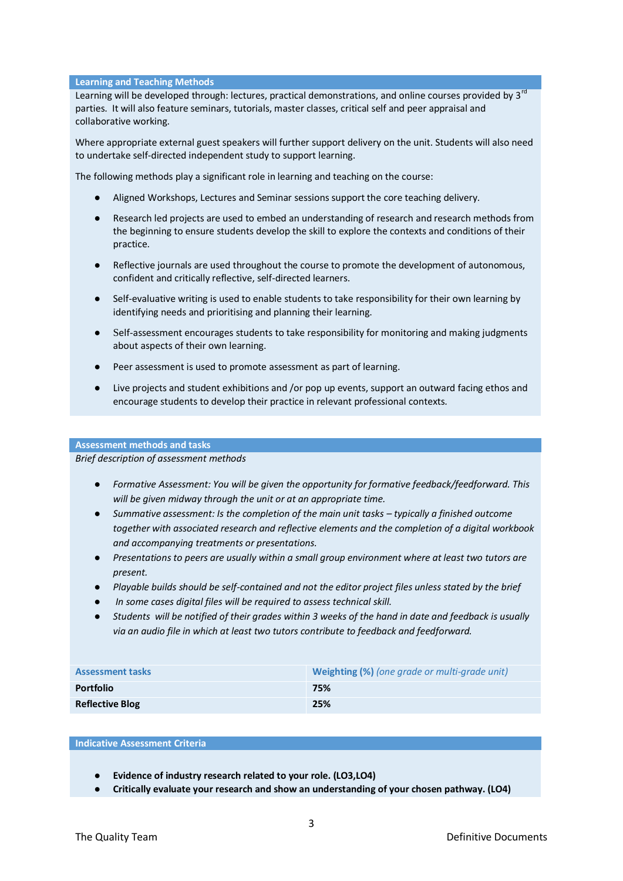## Learning and Teaching Methods

Learning will be developed through: lectures, practical demonstrations, and online courses provided by 3rd parties. It will also feature seminars, tutorials, master classes, critical self and peer appraisal and collaborative working.

Where appropriate external guest speakers will further support delivery on the unit. Students will also need to undertake self-directed independent study to support learning.

The following methods play a significant role in learning and teaching on the course:

- Aligned Workshops, Lectures and Seminar sessions support the core teaching delivery.
- Research led projects are used to embed an understanding of research and research methods from the beginning to ensure students develop the skill to explore the contexts and conditions of their practice.
- Reflective journals are used throughout the course to promote the development of autonomous, confident and critically reflective, self-directed learners.
- Self-evaluative writing is used to enable students to take responsibility for their own learning by identifying needs and prioritising and planning their learning.
- Self-assessment encourages students to take responsibility for monitoring and making judgments about aspects of their own learning.
- Peer assessment is used to promote assessment as part of learning.
- Live projects and student exhibitions and /or pop up events, support an outward facing ethos and encourage students to develop their practice in relevant professional contexts.

## Assessment methods and tasks

*Brief description of assessment methods*

- *Formative Assessment: You will be given the opportunity for formative feedback/feedforward. This will be given midway through the unit or at an appropriate time.*
- *Summative assessment: Is the completion of the main unit tasks – typically a finished outcome together with associated research and reflective elements and the completion of a digital workbook and accompanying treatments or presentations.*
- *Presentations to peers are usually within a small group environment where at least two tutors are present.*
- *Playable builds should be self-contained and not the editor project files unless stated by the brief*
- *In some cases digital files will be required to assess technical skill.*
- *Students will be notified of their grades within 3 weeks of the hand in date and feedback is usually via an audio file in which at least two tutors contribute to feedback and feedforward.*

| Assessment tasks | Weighting (%) *(one grade or multi-grade unit)* |
|---|---|
| **Portfolio** | **75%** |
| **Reflective Blog** | **25%** |

## Indicative Assessment Criteria

- **Evidence of industry research related to your role. (LO3,LO4)**
- **Critically evaluate your research and show an understanding of your chosen pathway. (LO4)**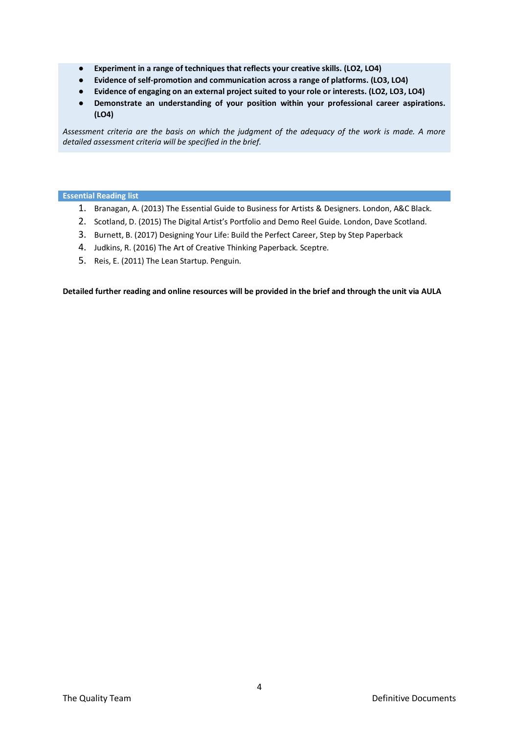- **Experiment in a range of techniques that reflects your creative skills. (LO2, LO4)**
- **Evidence of self-promotion and communication across a range of platforms. (LO3, LO4)**
- **Evidence of engaging on an external project suited to your role or interests. (LO2, LO3, LO4)**
- **Demonstrate an understanding of your position within your professional career aspirations. (LO4)**

*Assessment criteria are the basis on which the judgment of the adequacy of the work is made. A more detailed assessment criteria will be specified in the brief.*

## Essential Reading list

1. Branagan, A. (2013) The Essential Guide to Business for Artists & Designers. London, A&C Black.
2. Scotland, D. (2015) The Digital Artist's Portfolio and Demo Reel Guide. London, Dave Scotland.
3. Burnett, B. (2017) Designing Your Life: Build the Perfect Career, Step by Step Paperback
4. Judkins, R. (2016) The Art of Creative Thinking Paperback. Sceptre.
5. Reis, E. (2011) The Lean Startup. Penguin.

**Detailed further reading and online resources will be provided in the brief and through the unit via AULA**